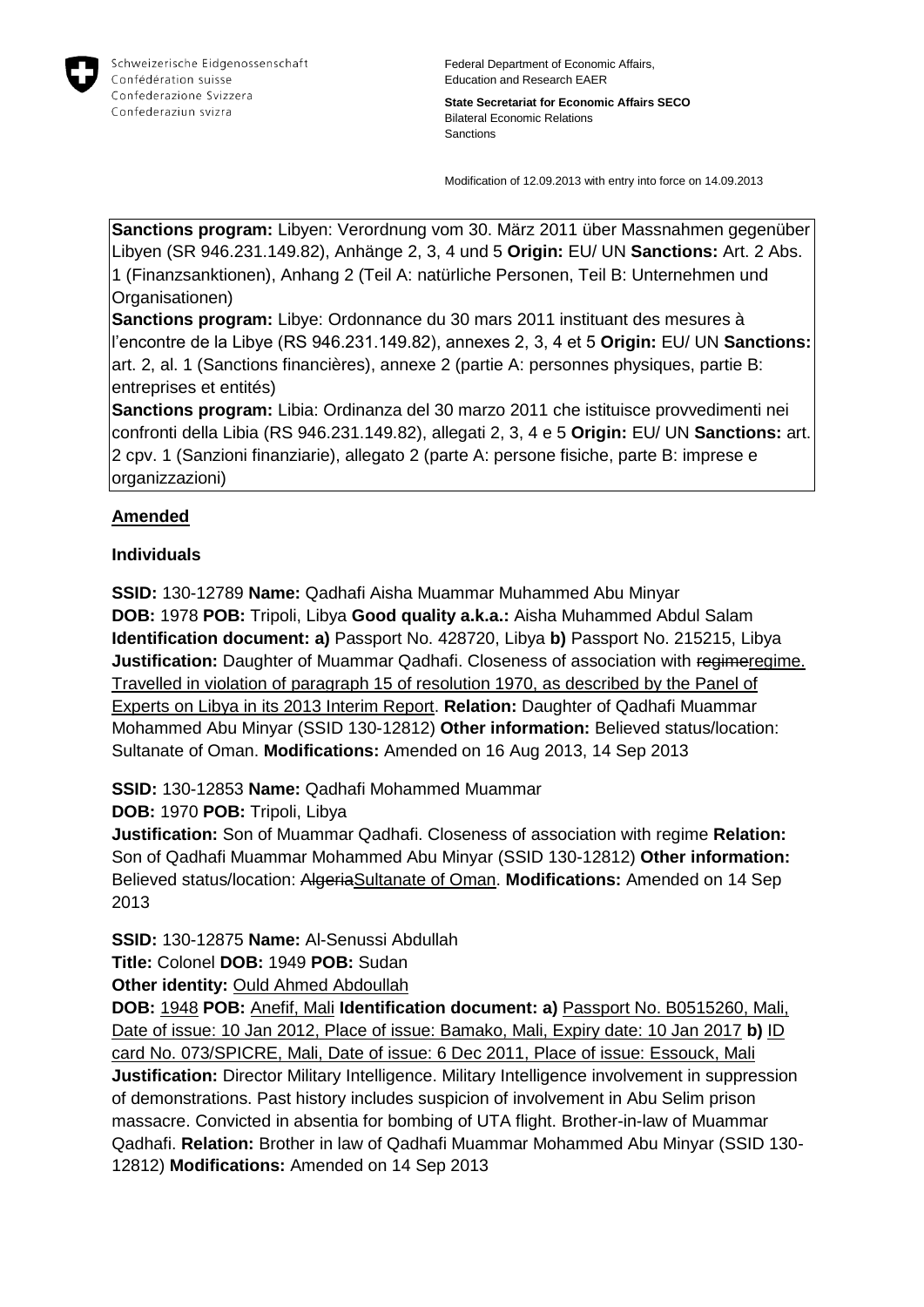Schweizerische Eidgenossenschaft
Confédération suisse
Confederazione Svizzera
Confederaziun svizra

Federal Department of Economic Affairs,
Education and Research EAER

**State Secretariat for Economic Affairs SECO**
Bilateral Economic Relations
Sanctions

Modification of 12.09.2013 with entry into force on 14.09.2013

**Sanctions program:** Libyen: Verordnung vom 30. März 2011 über Massnahmen gegenüber Libyen (SR 946.231.149.82), Anhänge 2, 3, 4 und 5 **Origin:** EU/ UN **Sanctions:** Art. 2 Abs. 1 (Finanzsanktionen), Anhang 2 (Teil A: natürliche Personen, Teil B: Unternehmen und Organisationen)
**Sanctions program:** Libye: Ordonnance du 30 mars 2011 instituant des mesures à l'encontre de la Libye (RS 946.231.149.82), annexes 2, 3, 4 et 5 **Origin:** EU/ UN **Sanctions:** art. 2, al. 1 (Sanctions financières), annexe 2 (partie A: personnes physiques, partie B: entreprises et entités)
**Sanctions program:** Libia: Ordinanza del 30 marzo 2011 che istituisce provvedimenti nei confronti della Libia (RS 946.231.149.82), allegati 2, 3, 4 e 5 **Origin:** EU/ UN **Sanctions:** art. 2 cpv. 1 (Sanzioni finanziarie), allegato 2 (parte A: persone fisiche, parte B: imprese e organizzazioni)

## Amended

### Individuals

**SSID:** 130-12789 **Name:** Qadhafi Aisha Muammar Muhammed Abu Minyar
**DOB:** 1978 **POB:** Tripoli, Libya **Good quality a.k.a.:** Aisha Muhammed Abdul Salam **Identification document: a)** Passport No. 428720, Libya **b)** Passport No. 215215, Libya **Justification:** Daughter of Muammar Qadhafi. Closeness of association with ~~regime~~regime. Travelled in violation of paragraph 15 of resolution 1970, as described by the Panel of Experts on Libya in its 2013 Interim Report. **Relation:** Daughter of Qadhafi Muammar Mohammed Abu Minyar (SSID 130-12812) **Other information:** Believed status/location: Sultanate of Oman. **Modifications:** Amended on 16 Aug 2013, 14 Sep 2013

**SSID:** 130-12853 **Name:** Qadhafi Mohammed Muammar
**DOB:** 1970 **POB:** Tripoli, Libya
**Justification:** Son of Muammar Qadhafi. Closeness of association with regime **Relation:** Son of Qadhafi Muammar Mohammed Abu Minyar (SSID 130-12812) **Other information:** Believed status/location: ~~Algeria~~Sultanate of Oman. **Modifications:** Amended on 14 Sep 2013

**SSID:** 130-12875 **Name:** Al-Senussi Abdullah
**Title:** Colonel **DOB:** 1949 **POB:** Sudan
**Other identity:** Ould Ahmed Abdoullah
**DOB:** 1948 **POB:** Anefif, Mali **Identification document: a)** Passport No. B0515260, Mali, Date of issue: 10 Jan 2012, Place of issue: Bamako, Mali, Expiry date: 10 Jan 2017 **b)** ID card No. 073/SPICRE, Mali, Date of issue: 6 Dec 2011, Place of issue: Essouck, Mali **Justification:** Director Military Intelligence. Military Intelligence involvement in suppression of demonstrations. Past history includes suspicion of involvement in Abu Selim prison massacre. Convicted in absentia for bombing of UTA flight. Brother-in-law of Muammar Qadhafi. **Relation:** Brother in law of Qadhafi Muammar Mohammed Abu Minyar (SSID 130-12812) **Modifications:** Amended on 14 Sep 2013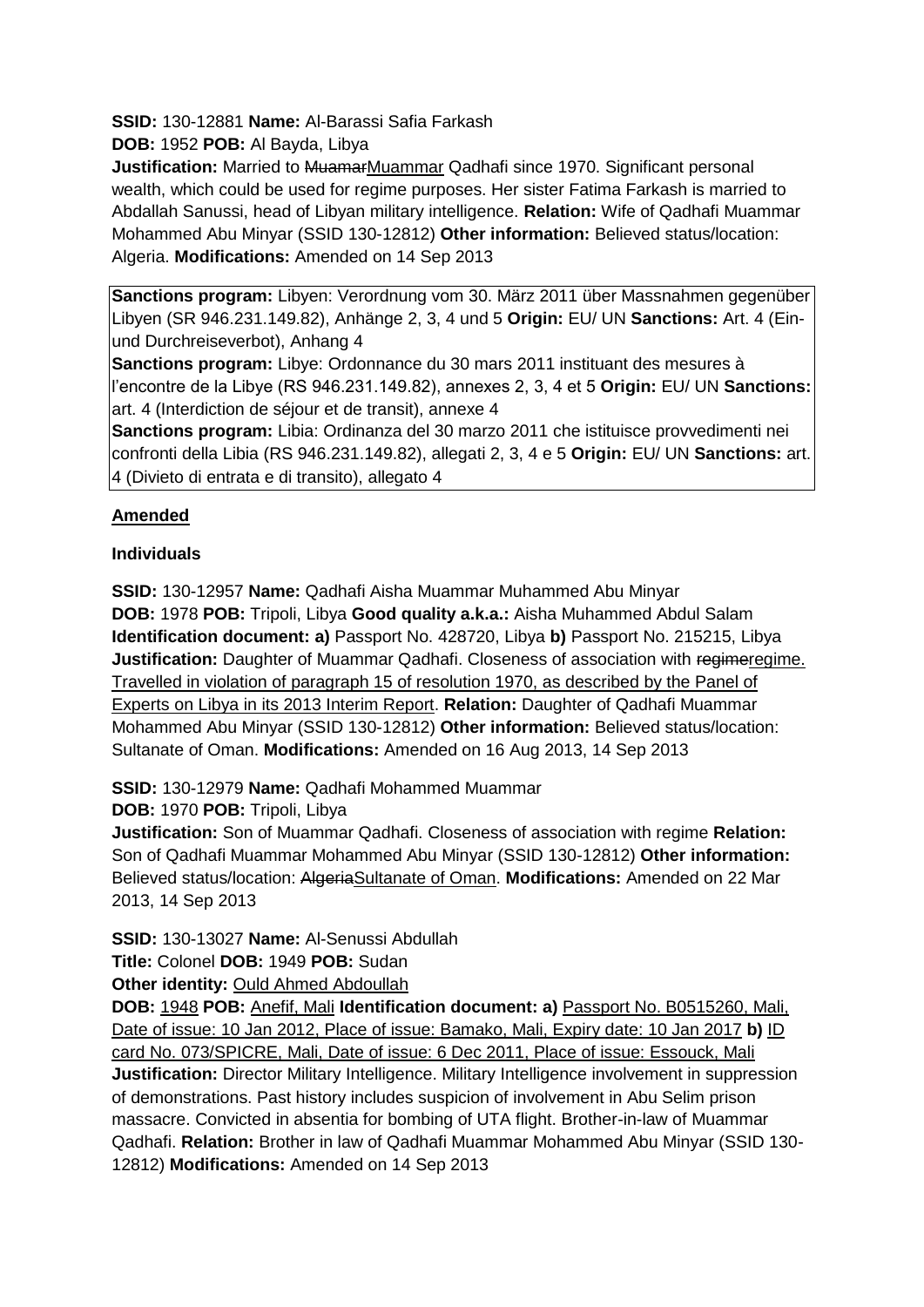**SSID:** 130-12881 **Name:** Al-Barassi Safia Farkash
**DOB:** 1952 **POB:** Al Bayda, Libya
**Justification:** Married to ~~Muamar~~Muammar Qadhafi since 1970. Significant personal wealth, which could be used for regime purposes. Her sister Fatima Farkash is married to Abdallah Sanussi, head of Libyan military intelligence. **Relation:** Wife of Qadhafi Muammar Mohammed Abu Minyar (SSID 130-12812) **Other information:** Believed status/location: Algeria. **Modifications:** Amended on 14 Sep 2013

**Sanctions program:** Libyen: Verordnung vom 30. März 2011 über Massnahmen gegenüber Libyen (SR 946.231.149.82), Anhänge 2, 3, 4 und 5 **Origin:** EU/ UN **Sanctions:** Art. 4 (Ein- und Durchreiseverbot), Anhang 4
**Sanctions program:** Libye: Ordonnance du 30 mars 2011 instituant des mesures à l'encontre de la Libye (RS 946.231.149.82), annexes 2, 3, 4 et 5 **Origin:** EU/ UN **Sanctions:** art. 4 (Interdiction de séjour et de transit), annexe 4
**Sanctions program:** Libia: Ordinanza del 30 marzo 2011 che istituisce provvedimenti nei confronti della Libia (RS 946.231.149.82), allegati 2, 3, 4 e 5 **Origin:** EU/ UN **Sanctions:** art. 4 (Divieto di entrata e di transito), allegato 4

## Amended

### Individuals

**SSID:** 130-12957 **Name:** Qadhafi Aisha Muammar Muhammed Abu Minyar
**DOB:** 1978 **POB:** Tripoli, Libya **Good quality a.k.a.:** Aisha Muhammed Abdul Salam **Identification document: a)** Passport No. 428720, Libya **b)** Passport No. 215215, Libya **Justification:** Daughter of Muammar Qadhafi. Closeness of association with ~~regime~~regime. Travelled in violation of paragraph 15 of resolution 1970, as described by the Panel of Experts on Libya in its 2013 Interim Report. **Relation:** Daughter of Qadhafi Muammar Mohammed Abu Minyar (SSID 130-12812) **Other information:** Believed status/location: Sultanate of Oman. **Modifications:** Amended on 16 Aug 2013, 14 Sep 2013

**SSID:** 130-12979 **Name:** Qadhafi Mohammed Muammar
**DOB:** 1970 **POB:** Tripoli, Libya
**Justification:** Son of Muammar Qadhafi. Closeness of association with regime **Relation:** Son of Qadhafi Muammar Mohammed Abu Minyar (SSID 130-12812) **Other information:** Believed status/location: ~~Algeria~~Sultanate of Oman. **Modifications:** Amended on 22 Mar 2013, 14 Sep 2013

**SSID:** 130-13027 **Name:** Al-Senussi Abdullah
**Title:** Colonel **DOB:** 1949 **POB:** Sudan
**Other identity:** Ould Ahmed Abdoullah
**DOB:** 1948 **POB:** Anefif, Mali **Identification document: a)** Passport No. B0515260, Mali, Date of issue: 10 Jan 2012, Place of issue: Bamako, Mali, Expiry date: 10 Jan 2017 **b)** ID card No. 073/SPICRE, Mali, Date of issue: 6 Dec 2011, Place of issue: Essouck, Mali **Justification:** Director Military Intelligence. Military Intelligence involvement in suppression of demonstrations. Past history includes suspicion of involvement in Abu Selim prison massacre. Convicted in absentia for bombing of UTA flight. Brother-in-law of Muammar Qadhafi. **Relation:** Brother in law of Qadhafi Muammar Mohammed Abu Minyar (SSID 130-12812) **Modifications:** Amended on 14 Sep 2013